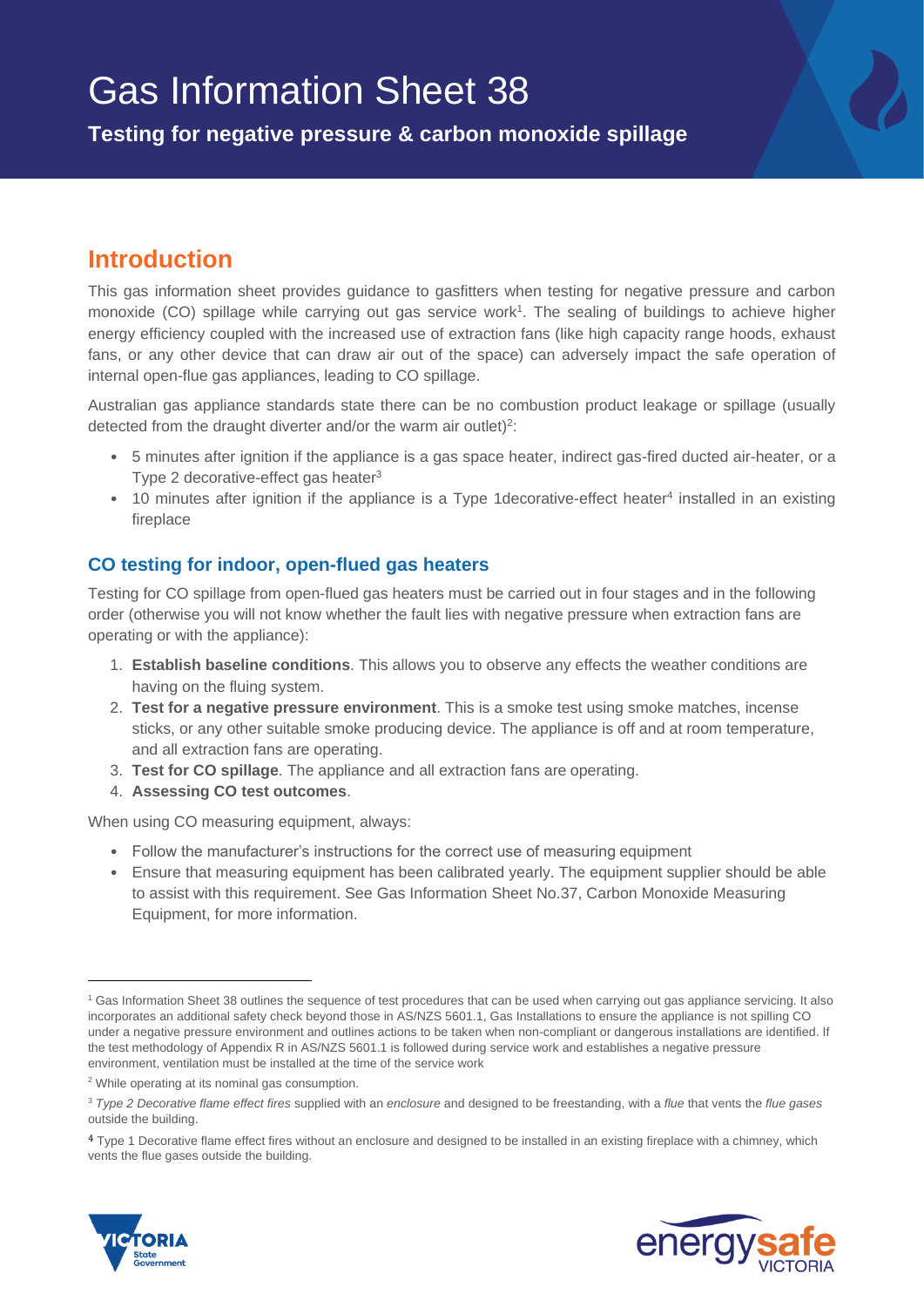# Gas Information Sheet 38

**Testing for negative pressure & carbon monoxide spillage**

## Introduction

This gas information sheet provides guidance to gasfitters when testing for negative pressure and carbon monoxide (CO) spillage while carrying out gas service work[1]. The sealing of buildings to achieve higher energy efficiency coupled with the increased use of extraction fans (like high capacity range hoods, exhaust fans, or any other device that can draw air out of the space) can adversely impact the safe operation of internal open-flue gas appliances, leading to CO spillage.

Australian gas appliance standards state there can be no combustion product leakage or spillage (usually detected from the draught diverter and/or the warm air outlet)[2]:

- 5 minutes after ignition if the appliance is a gas space heater, indirect gas-fired ducted air-heater, or a Type 2 decorative-effect gas heater[3]
- 10 minutes after ignition if the appliance is a Type 1decorative-effect heater[4] installed in an existing fireplace

### CO testing for indoor, open-flued gas heaters

Testing for CO spillage from open-flued gas heaters must be carried out in four stages and in the following order (otherwise you will not know whether the fault lies with negative pressure when extraction fans are operating or with the appliance):

1. **Establish baseline conditions**. This allows you to observe any effects the weather conditions are having on the fluing system.
2. **Test for a negative pressure environment**. This is a smoke test using smoke matches, incense sticks, or any other suitable smoke producing device. The appliance is off and at room temperature, and all extraction fans are operating.
3. **Test for CO spillage**. The appliance and all extraction fans are operating.
4. **Assessing CO test outcomes**.

When using CO measuring equipment, always:

- Follow the manufacturer's instructions for the correct use of measuring equipment
- Ensure that measuring equipment has been calibrated yearly. The equipment supplier should be able to assist with this requirement. See Gas Information Sheet No.37, Carbon Monoxide Measuring Equipment, for more information.

---

[1] Gas Information Sheet 38 outlines the sequence of test procedures that can be used when carrying out gas appliance servicing. It also incorporates an additional safety check beyond those in AS/NZS 5601.1, Gas Installations to ensure the appliance is not spilling CO under a negative pressure environment and outlines actions to be taken when non-compliant or dangerous installations are identified. If the test methodology of Appendix R in AS/NZS 5601.1 is followed during service work and establishes a negative pressure environment, ventilation must be installed at the time of the service work

[2] While operating at its nominal gas consumption.

[3] *Type 2 Decorative flame effect fires* supplied with an *enclosure* and designed to be freestanding, with a *flue* that vents the *flue gases* outside the building.

[4] Type 1 Decorative flame effect fires without an enclosure and designed to be installed in an existing fireplace with a chimney, which vents the flue gases outside the building.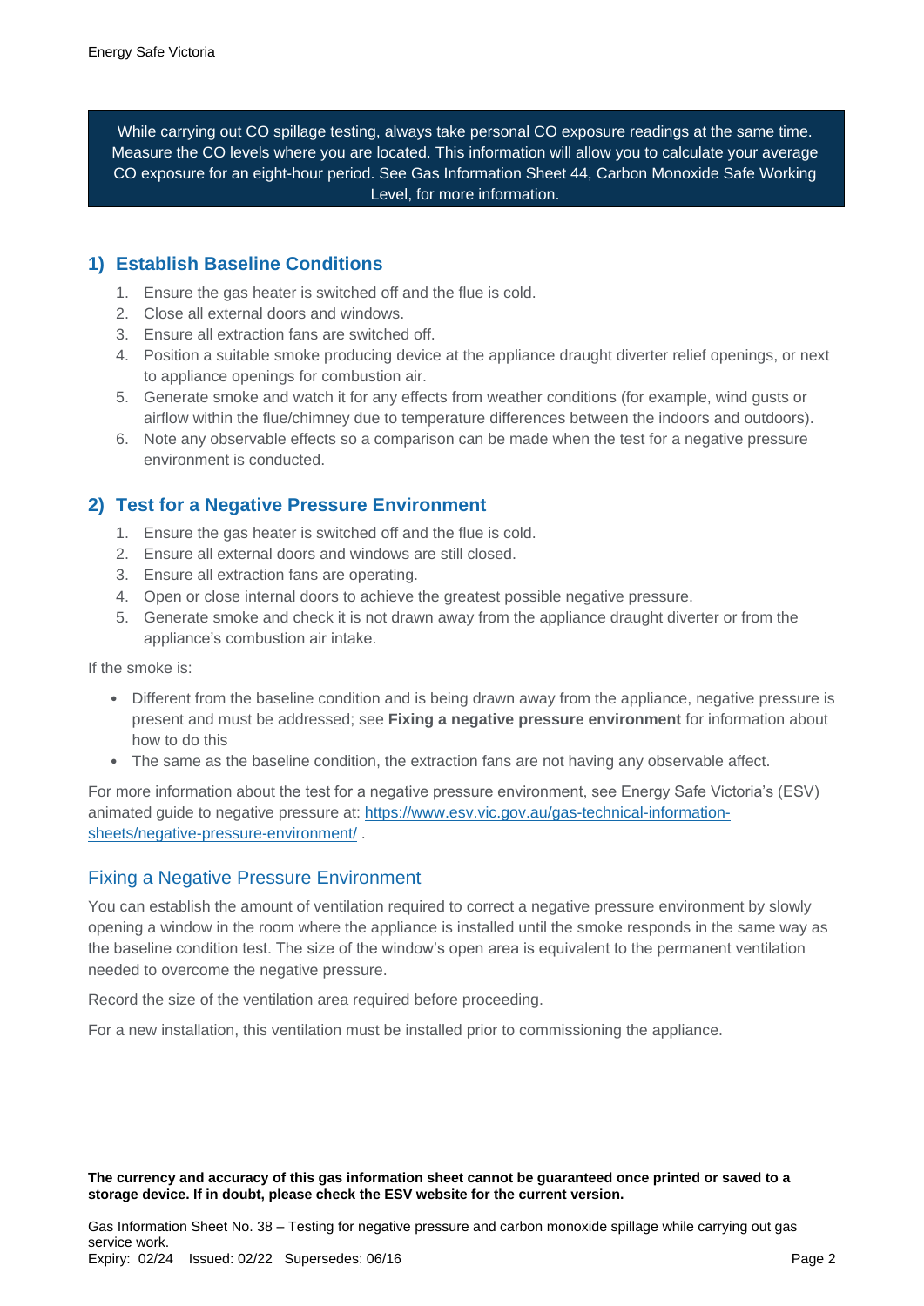While carrying out CO spillage testing, always take personal CO exposure readings at the same time. Measure the CO levels where you are located. This information will allow you to calculate your average CO exposure for an eight-hour period. See Gas Information Sheet 44, Carbon Monoxide Safe Working Level, for more information.

## 1) Establish Baseline Conditions

1. Ensure the gas heater is switched off and the flue is cold.
2. Close all external doors and windows.
3. Ensure all extraction fans are switched off.
4. Position a suitable smoke producing device at the appliance draught diverter relief openings, or next to appliance openings for combustion air.
5. Generate smoke and watch it for any effects from weather conditions (for example, wind gusts or airflow within the flue/chimney due to temperature differences between the indoors and outdoors).
6. Note any observable effects so a comparison can be made when the test for a negative pressure environment is conducted.

## 2) Test for a Negative Pressure Environment

1. Ensure the gas heater is switched off and the flue is cold.
2. Ensure all external doors and windows are still closed.
3. Ensure all extraction fans are operating.
4. Open or close internal doors to achieve the greatest possible negative pressure.
5. Generate smoke and check it is not drawn away from the appliance draught diverter or from the appliance's combustion air intake.

If the smoke is:

- Different from the baseline condition and is being drawn away from the appliance, negative pressure is present and must be addressed; see **Fixing a negative pressure environment** for information about how to do this
- The same as the baseline condition, the extraction fans are not having any observable affect.

For more information about the test for a negative pressure environment, see Energy Safe Victoria's (ESV) animated guide to negative pressure at: [https://www.esv.vic.gov.au/gas-technical-information-sheets/negative-pressure-environment/](https://www.esv.vic.gov.au/gas-technical-information-sheets/negative-pressure-environment/) .

### Fixing a Negative Pressure Environment

You can establish the amount of ventilation required to correct a negative pressure environment by slowly opening a window in the room where the appliance is installed until the smoke responds in the same way as the baseline condition test. The size of the window's open area is equivalent to the permanent ventilation needed to overcome the negative pressure.

Record the size of the ventilation area required before proceeding.

For a new installation, this ventilation must be installed prior to commissioning the appliance.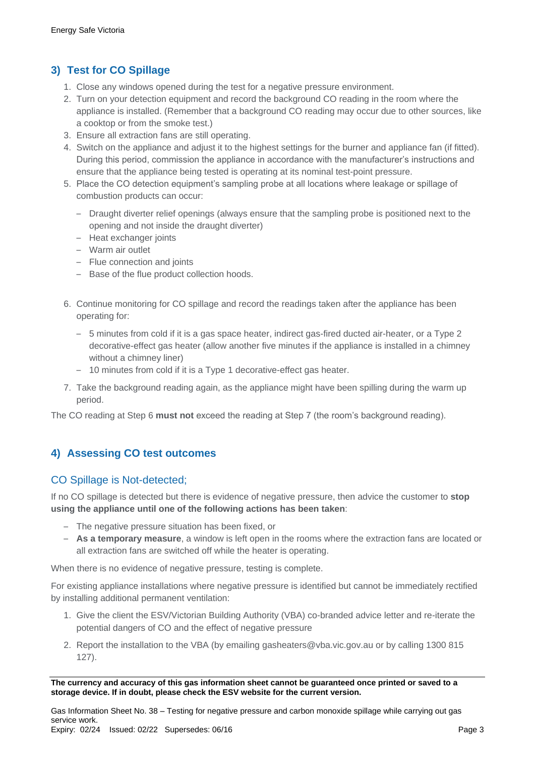## 3) Test for CO Spillage

1. Close any windows opened during the test for a negative pressure environment.
2. Turn on your detection equipment and record the background CO reading in the room where the appliance is installed. (Remember that a background CO reading may occur due to other sources, like a cooktop or from the smoke test.)
3. Ensure all extraction fans are still operating.
4. Switch on the appliance and adjust it to the highest settings for the burner and appliance fan (if fitted). During this period, commission the appliance in accordance with the manufacturer's instructions and ensure that the appliance being tested is operating at its nominal test-point pressure.
5. Place the CO detection equipment's sampling probe at all locations where leakage or spillage of combustion products can occur:
   - Draught diverter relief openings (always ensure that the sampling probe is positioned next to the opening and not inside the draught diverter)
   - Heat exchanger joints
   - Warm air outlet
   - Flue connection and joints
   - Base of the flue product collection hoods.
6. Continue monitoring for CO spillage and record the readings taken after the appliance has been operating for:
   - 5 minutes from cold if it is a gas space heater, indirect gas-fired ducted air-heater, or a Type 2 decorative-effect gas heater (allow another five minutes if the appliance is installed in a chimney without a chimney liner)
   - 10 minutes from cold if it is a Type 1 decorative-effect gas heater.
7. Take the background reading again, as the appliance might have been spilling during the warm up period.

The CO reading at Step 6 **must not** exceed the reading at Step 7 (the room's background reading).

## 4) Assessing CO test outcomes

### CO Spillage is Not-detected;

If no CO spillage is detected but there is evidence of negative pressure, then advice the customer to **stop using the appliance until one of the following actions has been taken**:

- The negative pressure situation has been fixed, or
- **As a temporary measure**, a window is left open in the rooms where the extraction fans are located or all extraction fans are switched off while the heater is operating.

When there is no evidence of negative pressure, testing is complete.

For existing appliance installations where negative pressure is identified but cannot be immediately rectified by installing additional permanent ventilation:

1. Give the client the ESV/Victorian Building Authority (VBA) co-branded advice letter and re-iterate the potential dangers of CO and the effect of negative pressure
2. Report the installation to the VBA (by emailing gasheaters@vba.vic.gov.au or by calling 1300 815 127).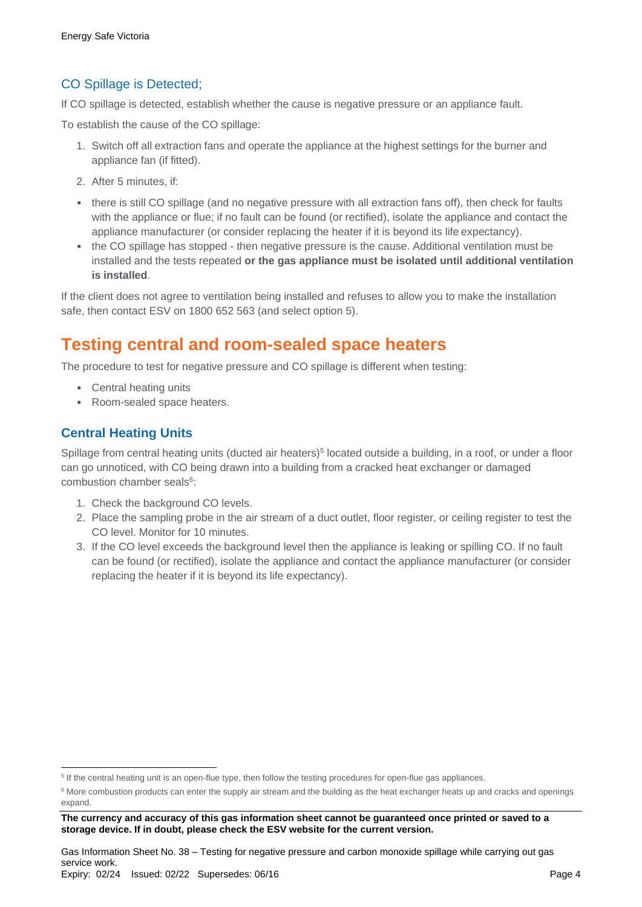### CO Spillage is Detected;

If CO spillage is detected, establish whether the cause is negative pressure or an appliance fault.

To establish the cause of the CO spillage:

1. Switch off all extraction fans and operate the appliance at the highest settings for the burner and appliance fan (if fitted).
2. After 5 minutes, if:

- there is still CO spillage (and no negative pressure with all extraction fans off), then check for faults with the appliance or flue; if no fault can be found (or rectified), isolate the appliance and contact the appliance manufacturer (or consider replacing the heater if it is beyond its life expectancy).
- the CO spillage has stopped - then negative pressure is the cause. Additional ventilation must be installed and the tests repeated **or the gas appliance must be isolated until additional ventilation is installed**.

If the client does not agree to ventilation being installed and refuses to allow you to make the installation safe, then contact ESV on 1800 652 563 (and select option 5).

## Testing central and room-sealed space heaters

The procedure to test for negative pressure and CO spillage is different when testing:

- Central heating units
- Room-sealed space heaters.

### Central Heating Units

Spillage from central heating units (ducted air heaters)[5] located outside a building, in a roof, or under a floor can go unnoticed, with CO being drawn into a building from a cracked heat exchanger or damaged combustion chamber seals[6]:

1. Check the background CO levels.
2. Place the sampling probe in the air stream of a duct outlet, floor register, or ceiling register to test the CO level. Monitor for 10 minutes.
3. If the CO level exceeds the background level then the appliance is leaking or spilling CO. If no fault can be found (or rectified), isolate the appliance and contact the appliance manufacturer (or consider replacing the heater if it is beyond its life expectancy).

---

[5] If the central heating unit is an open-flue type, then follow the testing procedures for open-flue gas appliances.

[6] More combustion products can enter the supply air stream and the building as the heat exchanger heats up and cracks and openings expand.

**The currency and accuracy of this gas information sheet cannot be guaranteed once printed or saved to a storage device. If in doubt, please check the ESV website for the current version.**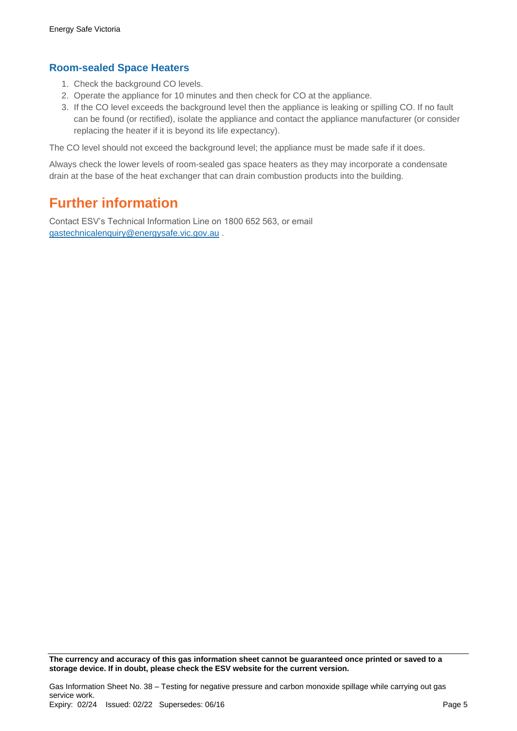### Room-sealed Space Heaters

1. Check the background CO levels.
2. Operate the appliance for 10 minutes and then check for CO at the appliance.
3. If the CO level exceeds the background level then the appliance is leaking or spilling CO. If no fault can be found (or rectified), isolate the appliance and contact the appliance manufacturer (or consider replacing the heater if it is beyond its life expectancy).

The CO level should not exceed the background level; the appliance must be made safe if it does.

Always check the lower levels of room-sealed gas space heaters as they may incorporate a condensate drain at the base of the heat exchanger that can drain combustion products into the building.

## Further information

Contact ESV's Technical Information Line on 1800 652 563, or email gastechnicalenquiry@energysafe.vic.gov.au .

**The currency and accuracy of this gas information sheet cannot be guaranteed once printed or saved to a storage device. If in doubt, please check the ESV website for the current version.**

Gas Information Sheet No. 38 – Testing for negative pressure and carbon monoxide spillage while carrying out gas service work.
Expiry: 02/24 Issued: 02/22 Supersedes: 06/16